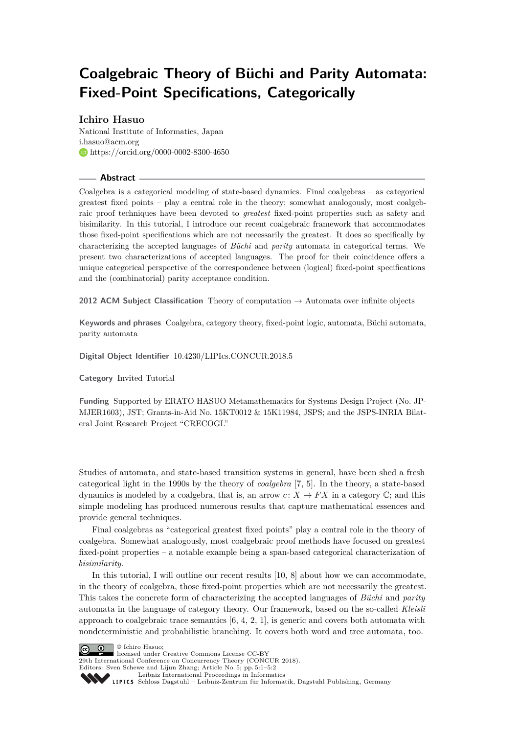# Coalgebraic Theory of Büchi and Parity Automata: Fixed-Point Specifications, Categorically

**Ichiro Hasuo**

National Institute of Informatics, Japan
i.hasuo@acm.org
https://orcid.org/0000-0002-8300-4650

## Abstract

Coalgebra is a categorical modeling of state-based dynamics. Final coalgebras – as categorical greatest fixed points – play a central role in the theory; somewhat analogously, most coalgebraic proof techniques have been devoted to *greatest* fixed-point properties such as safety and bisimilarity. In this tutorial, I introduce our recent coalgebraic framework that accommodates those fixed-point specifications which are not necessarily the greatest. It does so specifically by characterizing the accepted languages of *Büchi* and *parity* automata in categorical terms. We present two characterizations of accepted languages. The proof for their coincidence offers a unique categorical perspective of the correspondence between (logical) fixed-point specifications and the (combinatorial) parity acceptance condition.

**2012 ACM Subject Classification** Theory of computation → Automata over infinite objects

**Keywords and phrases** Coalgebra, category theory, fixed-point logic, automata, Büchi automata, parity automata

**Digital Object Identifier** 10.4230/LIPIcs.CONCUR.2018.5

**Category** Invited Tutorial

**Funding** Supported by ERATO HASUO Metamathematics for Systems Design Project (No. JPMJER1603), JST; Grants-in-Aid No. 15KT0012 & 15K11984, JSPS; and the JSPS-INRIA Bilateral Joint Research Project "CRECOGI."

Studies of automata, and state-based transition systems in general, have been shed a fresh categorical light in the 1990s by the theory of *coalgebra* [7, 5]. In the theory, a state-based dynamics is modeled by a coalgebra, that is, an arrow $c\colon X \to FX$ in a category $\mathbb{C}$; and this simple modeling has produced numerous results that capture mathematical essences and provide general techniques.

Final coalgebras as "categorical greatest fixed points" play a central role in the theory of coalgebra. Somewhat analogously, most coalgebraic proof methods have focused on greatest fixed-point properties – a notable example being a span-based categorical characterization of *bisimilarity*.

In this tutorial, I will outline our recent results [10, 8] about how we can accommodate, in the theory of coalgebra, those fixed-point properties which are not necessarily the greatest. This takes the concrete form of characterizing the accepted languages of *Büchi* and *parity* automata in the language of category theory. Our framework, based on the so-called *Kleisli* approach to coalgebraic trace semantics [6, 4, 2, 1], is generic and covers both automata with nondeterministic and probabilistic branching. It covers both word and tree automata, too.

© Ichiro Hasuo;
licensed under Creative Commons License CC-BY
29th International Conference on Concurrency Theory (CONCUR 2018).
Editors: Sven Schewe and Lijun Zhang; Article No. 5; pp. 5:1–5:2
Leibniz International Proceedings in Informatics
LIPICS Schloss Dagstuhl – Leibniz-Zentrum für Informatik, Dagstuhl Publishing, Germany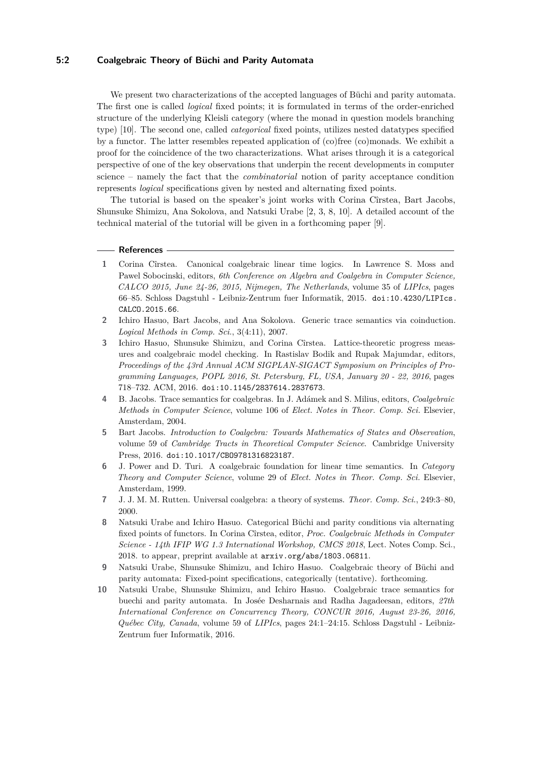We present two characterizations of the accepted languages of Büchi and parity automata. The first one is called *logical* fixed points; it is formulated in terms of the order-enriched structure of the underlying Kleisli category (where the monad in question models branching type) [10]. The second one, called *categorical* fixed points, utilizes nested datatypes specified by a functor. The latter resembles repeated application of (co)free (co)monads. We exhibit a proof for the coincidence of the two characterizations. What arises through it is a categorical perspective of one of the key observations that underpin the recent developments in computer science – namely the fact that the *combinatorial* notion of parity acceptance condition represents *logical* specifications given by nested and alternating fixed points.

The tutorial is based on the speaker's joint works with Corina Cîrstea, Bart Jacobs, Shunsuke Shimizu, Ana Sokolova, and Natsuki Urabe [2, 3, 8, 10]. A detailed account of the technical material of the tutorial will be given in a forthcoming paper [9].

## References

1. Corina Cîrstea. Canonical coalgebraic linear time logics. In Lawrence S. Moss and Pawel Sobocinski, editors, *6th Conference on Algebra and Coalgebra in Computer Science, CALCO 2015, June 24-26, 2015, Nijmegen, The Netherlands*, volume 35 of *LIPIcs*, pages 66–85. Schloss Dagstuhl - Leibniz-Zentrum fuer Informatik, 2015. doi:10.4230/LIPIcs.CALCO.2015.66.
2. Ichiro Hasuo, Bart Jacobs, and Ana Sokolova. Generic trace semantics via coinduction. *Logical Methods in Comp. Sci.*, 3(4:11), 2007.
3. Ichiro Hasuo, Shunsuke Shimizu, and Corina Cîrstea. Lattice-theoretic progress measures and coalgebraic model checking. In Rastislav Bodik and Rupak Majumdar, editors, *Proceedings of the 43rd Annual ACM SIGPLAN-SIGACT Symposium on Principles of Programming Languages, POPL 2016, St. Petersburg, FL, USA, January 20 - 22, 2016*, pages 718–732. ACM, 2016. doi:10.1145/2837614.2837673.
4. B. Jacobs. Trace semantics for coalgebras. In J. Adámek and S. Milius, editors, *Coalgebraic Methods in Computer Science*, volume 106 of *Elect. Notes in Theor. Comp. Sci.* Elsevier, Amsterdam, 2004.
5. Bart Jacobs. *Introduction to Coalgebra: Towards Mathematics of States and Observation*, volume 59 of *Cambridge Tracts in Theoretical Computer Science*. Cambridge University Press, 2016. doi:10.1017/CBO9781316823187.
6. J. Power and D. Turi. A coalgebraic foundation for linear time semantics. In *Category Theory and Computer Science*, volume 29 of *Elect. Notes in Theor. Comp. Sci.* Elsevier, Amsterdam, 1999.
7. J. J. M. M. Rutten. Universal coalgebra: a theory of systems. *Theor. Comp. Sci.*, 249:3–80, 2000.
8. Natsuki Urabe and Ichiro Hasuo. Categorical Büchi and parity conditions via alternating fixed points of functors. In Corina Cîrstea, editor, *Proc. Coalgebraic Methods in Computer Science - 14th IFIP WG 1.3 International Workshop, CMCS 2018*, Lect. Notes Comp. Sci., 2018. to appear, preprint available at arxiv.org/abs/1803.06811.
9. Natsuki Urabe, Shunsuke Shimizu, and Ichiro Hasuo. Coalgebraic theory of Büchi and parity automata: Fixed-point specifications, categorically (tentative). forthcoming.
10. Natsuki Urabe, Shunsuke Shimizu, and Ichiro Hasuo. Coalgebraic trace semantics for buechi and parity automata. In Josée Desharnais and Radha Jagadeesan, editors, *27th International Conference on Concurrency Theory, CONCUR 2016, August 23-26, 2016, Québec City, Canada*, volume 59 of *LIPIcs*, pages 24:1–24:15. Schloss Dagstuhl - Leibniz-Zentrum fuer Informatik, 2016.